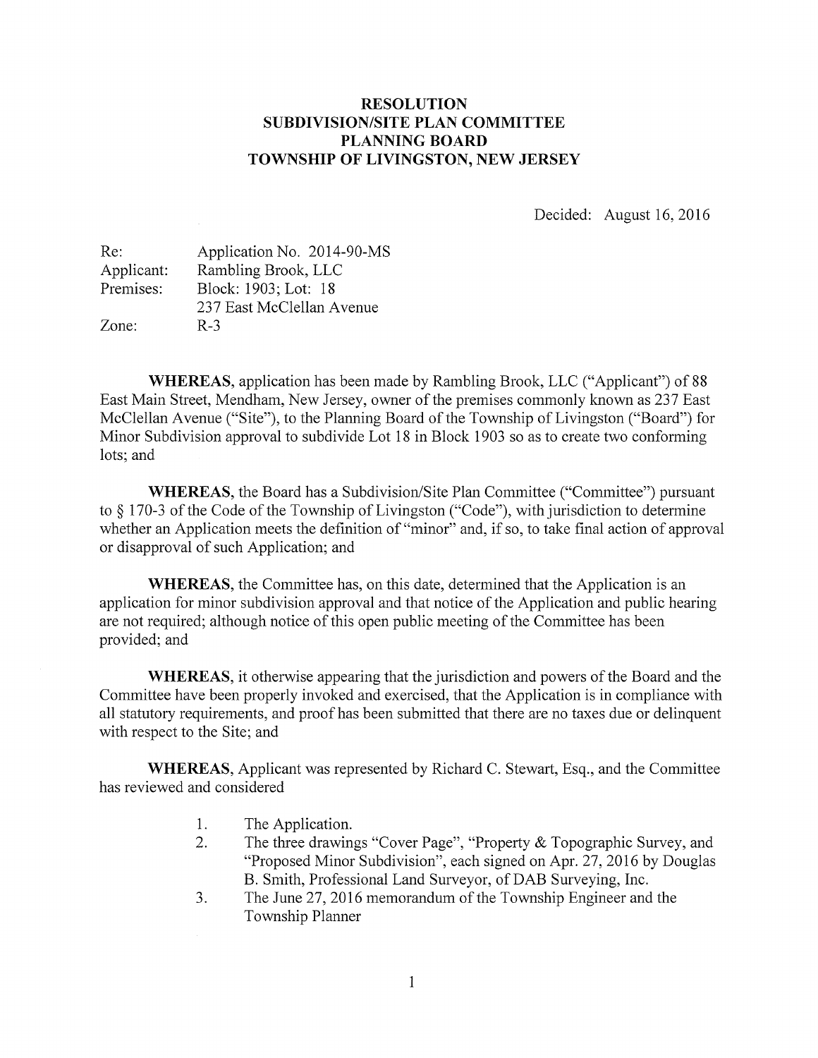# RESOLUTION
# SUBDIVISION/SITE PLAN COMMITTEE
# PLANNING BOARD
# TOWNSHIP OF LIVINGSTON, NEW JERSEY

Decided: August 16, 2016

| | |
|---|---|
| Re: | Application No. 2014-90-MS |
| Applicant: | Rambling Brook, LLC |
| Premises: | Block: 1903; Lot: 18<br>237 East McClellan Avenue |
| Zone: | R-3 |

**WHEREAS**, application has been made by Rambling Brook, LLC ("Applicant") of 88 East Main Street, Mendham, New Jersey, owner of the premises commonly known as 237 East McClellan Avenue ("Site"), to the Planning Board of the Township of Livingston ("Board") for Minor Subdivision approval to subdivide Lot 18 in Block 1903 so as to create two conforming lots; and

**WHEREAS**, the Board has a Subdivision/Site Plan Committee ("Committee") pursuant to § 170-3 of the Code of the Township of Livingston ("Code"), with jurisdiction to determine whether an Application meets the definition of "minor" and, if so, to take final action of approval or disapproval of such Application; and

**WHEREAS**, the Committee has, on this date, determined that the Application is an application for minor subdivision approval and that notice of the Application and public hearing are not required; although notice of this open public meeting of the Committee has been provided; and

**WHEREAS**, it otherwise appearing that the jurisdiction and powers of the Board and the Committee have been properly invoked and exercised, that the Application is in compliance with all statutory requirements, and proof has been submitted that there are no taxes due or delinquent with respect to the Site; and

**WHEREAS**, Applicant was represented by Richard C. Stewart, Esq., and the Committee has reviewed and considered

1. The Application.
2. The three drawings "Cover Page", "Property & Topographic Survey, and "Proposed Minor Subdivision", each signed on Apr. 27, 2016 by Douglas B. Smith, Professional Land Surveyor, of DAB Surveying, Inc.
3. The June 27, 2016 memorandum of the Township Engineer and the Township Planner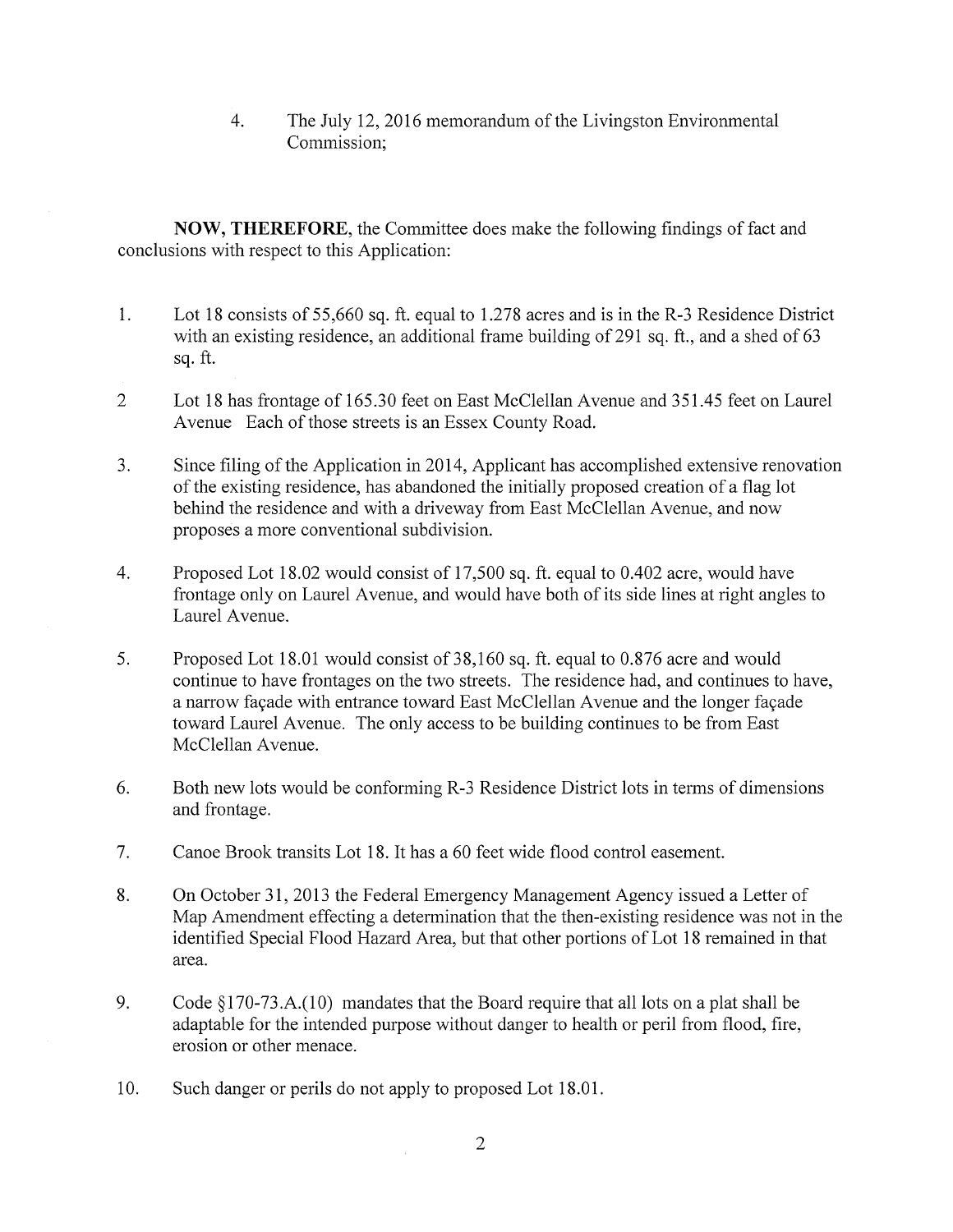4. The July 12, 2016 memorandum of the Livingston Environmental Commission;

**NOW, THEREFORE,** the Committee does make the following findings of fact and conclusions with respect to this Application:

1. Lot 18 consists of 55,660 sq. ft. equal to 1.278 acres and is in the R-3 Residence District with an existing residence, an additional frame building of 291 sq. ft., and a shed of 63 sq. ft.

2 Lot 18 has frontage of 165.30 feet on East McClellan Avenue and 351.45 feet on Laurel Avenue Each of those streets is an Essex County Road.

3. Since filing of the Application in 2014, Applicant has accomplished extensive renovation of the existing residence, has abandoned the initially proposed creation of a flag lot behind the residence and with a driveway from East McClellan Avenue, and now proposes a more conventional subdivision.

4. Proposed Lot 18.02 would consist of 17,500 sq. ft. equal to 0.402 acre, would have frontage only on Laurel Avenue, and would have both of its side lines at right angles to Laurel Avenue.

5. Proposed Lot 18.01 would consist of 38,160 sq. ft. equal to 0.876 acre and would continue to have frontages on the two streets. The residence had, and continues to have, a narrow façade with entrance toward East McClellan Avenue and the longer façade toward Laurel Avenue. The only access to be building continues to be from East McClellan Avenue.

6. Both new lots would be conforming R-3 Residence District lots in terms of dimensions and frontage.

7. Canoe Brook transits Lot 18. It has a 60 feet wide flood control easement.

8. On October 31, 2013 the Federal Emergency Management Agency issued a Letter of Map Amendment effecting a determination that the then-existing residence was not in the identified Special Flood Hazard Area, but that other portions of Lot 18 remained in that area.

9. Code §170-73.A.(10) mandates that the Board require that all lots on a plat shall be adaptable for the intended purpose without danger to health or peril from flood, fire, erosion or other menace.

10. Such danger or perils do not apply to proposed Lot 18.01.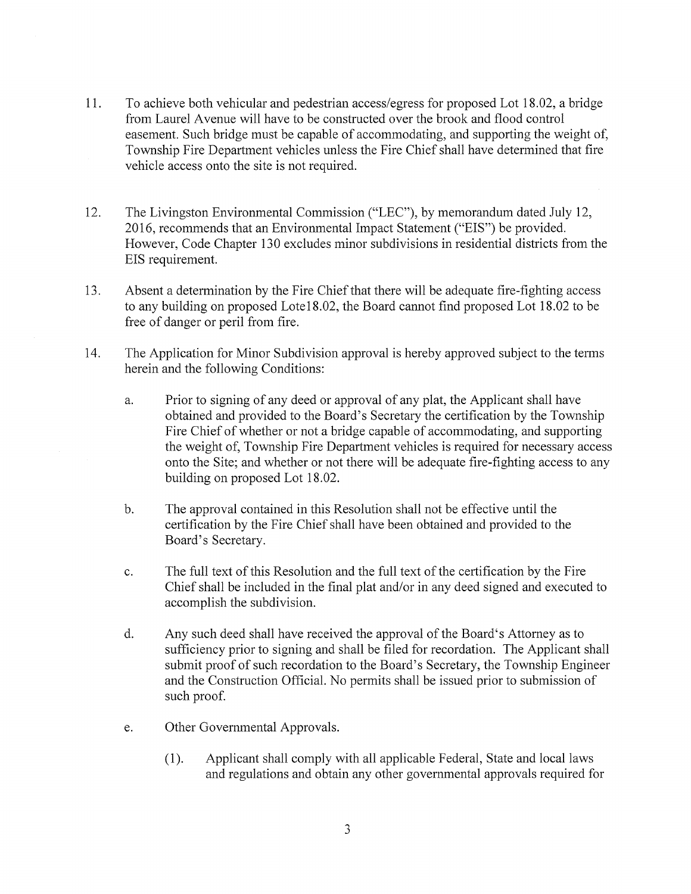11. To achieve both vehicular and pedestrian access/egress for proposed Lot 18.02, a bridge from Laurel Avenue will have to be constructed over the brook and flood control easement. Such bridge must be capable of accommodating, and supporting the weight of, Township Fire Department vehicles unless the Fire Chief shall have determined that fire vehicle access onto the site is not required.

12. The Livingston Environmental Commission ("LEC"), by memorandum dated July 12, 2016, recommends that an Environmental Impact Statement ("EIS") be provided. However, Code Chapter 130 excludes minor subdivisions in residential districts from the EIS requirement.

13. Absent a determination by the Fire Chief that there will be adequate fire-fighting access to any building on proposed Lote18.02, the Board cannot find proposed Lot 18.02 to be free of danger or peril from fire.

14. The Application for Minor Subdivision approval is hereby approved subject to the terms herein and the following Conditions:

    a. Prior to signing of any deed or approval of any plat, the Applicant shall have obtained and provided to the Board's Secretary the certification by the Township Fire Chief of whether or not a bridge capable of accommodating, and supporting the weight of, Township Fire Department vehicles is required for necessary access onto the Site; and whether or not there will be adequate fire-fighting access to any building on proposed Lot 18.02.

    b. The approval contained in this Resolution shall not be effective until the certification by the Fire Chief shall have been obtained and provided to the Board's Secretary.

    c. The full text of this Resolution and the full text of the certification by the Fire Chief shall be included in the final plat and/or in any deed signed and executed to accomplish the subdivision.

    d. Any such deed shall have received the approval of the Board's Attorney as to sufficiency prior to signing and shall be filed for recordation. The Applicant shall submit proof of such recordation to the Board's Secretary, the Township Engineer and the Construction Official. No permits shall be issued prior to submission of such proof.

    e. Other Governmental Approvals.

        (1). Applicant shall comply with all applicable Federal, State and local laws and regulations and obtain any other governmental approvals required for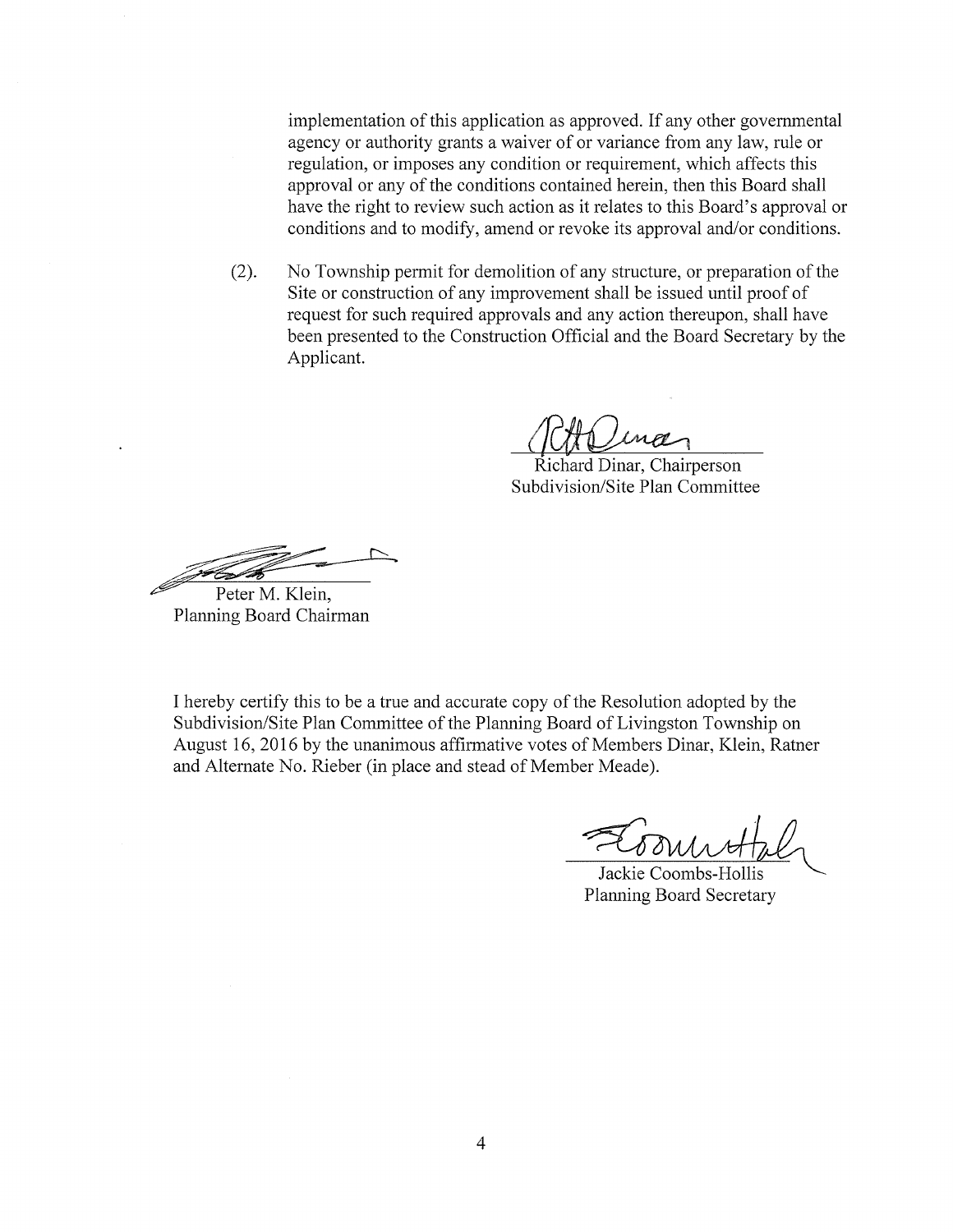implementation of this application as approved. If any other governmental agency or authority grants a waiver of or variance from any law, rule or regulation, or imposes any condition or requirement, which affects this approval or any of the conditions contained herein, then this Board shall have the right to review such action as it relates to this Board's approval or conditions and to modify, amend or revoke its approval and/or conditions.

(2). No Township permit for demolition of any structure, or preparation of the Site or construction of any improvement shall be issued until proof of request for such required approvals and any action thereupon, shall have been presented to the Construction Official and the Board Secretary by the Applicant.

Richard Dinar, Chairperson
Subdivision/Site Plan Committee

Peter M. Klein,
Planning Board Chairman

I hereby certify this to be a true and accurate copy of the Resolution adopted by the Subdivision/Site Plan Committee of the Planning Board of Livingston Township on August 16, 2016 by the unanimous affirmative votes of Members Dinar, Klein, Ratner and Alternate No. Rieber (in place and stead of Member Meade).

Jackie Coombs-Hollis
Planning Board Secretary